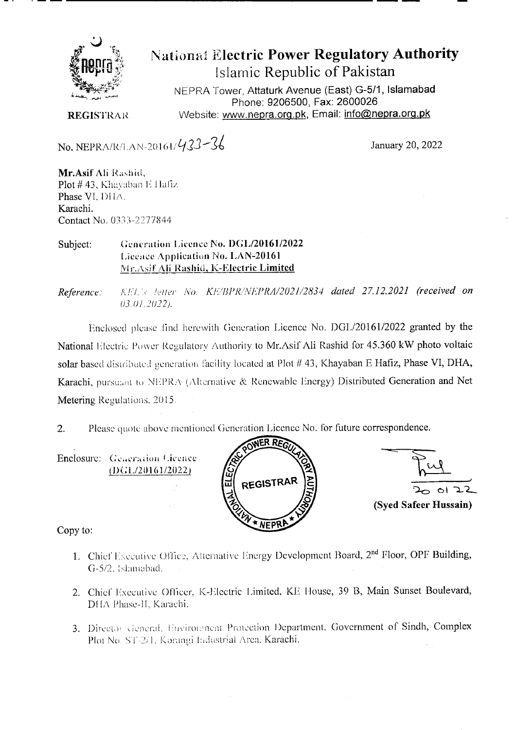# National Electric Power Regulatory Authority

## Islamic Republic of Pakistan

NEPRA Tower, Attaturk Avenue (East) G-5/1, Islamabad
Phone: 9206500, Fax: 2600026
Website: www.nepra.org.pk, Email: info@nepra.org.pk

**REGISTRAR**

No. NEPRA/R/LAN-20161/433-36

January 20, 2022

**Mr.Asif** Ali Rashid,
Plot # 43, Khayaban E Hafiz
Phase VI, DHA.
Karachi.
Contact No. 0333-2277844

Subject: **Generation Licence No. DGL/20161/2022**
**Licence Application No. LAN-20161**
**Mr.Asif Ali Rashid, K-Electric Limited**

*Reference: KEL's letter No. KE/BPR/NEPRA/2021/2834 dated 27.12.2021 (received on 03.01.2022).*

Enclosed please find herewith Generation Licence No. DGL/20161/2022 granted by the National Electric Power Regulatory Authority to Mr.Asif Ali Rashid for 45.360 kW photo voltaic solar based distributed generation facility located at Plot # 43, Khayaban E Hafiz, Phase VI, DHA, Karachi, pursuant to NEPRA (Alternative & Renewable Energy) Distributed Generation and Net Metering Regulations, 2015.

2. Please quote above mentioned Generation Licence No. for future correspondence.

Enclosure: Generation Licence (DGL/20161/2022)

20 01 22
**(Syed Safeer Hussain)**

Copy to:

1. Chief Executive Office, Alternative Energy Development Board, 2nd Floor, OPF Building, G-5/2, Islamabad.
2. Chief Executive Officer, K-Electric Limited, KE House, 39 B, Main Sunset Boulevard, DHA Phase-II, Karachi.
3. Director General, Environment Protection Department, Government of Sindh, Complex Plot No. ST-2/1, Korangi Industrial Area, Karachi.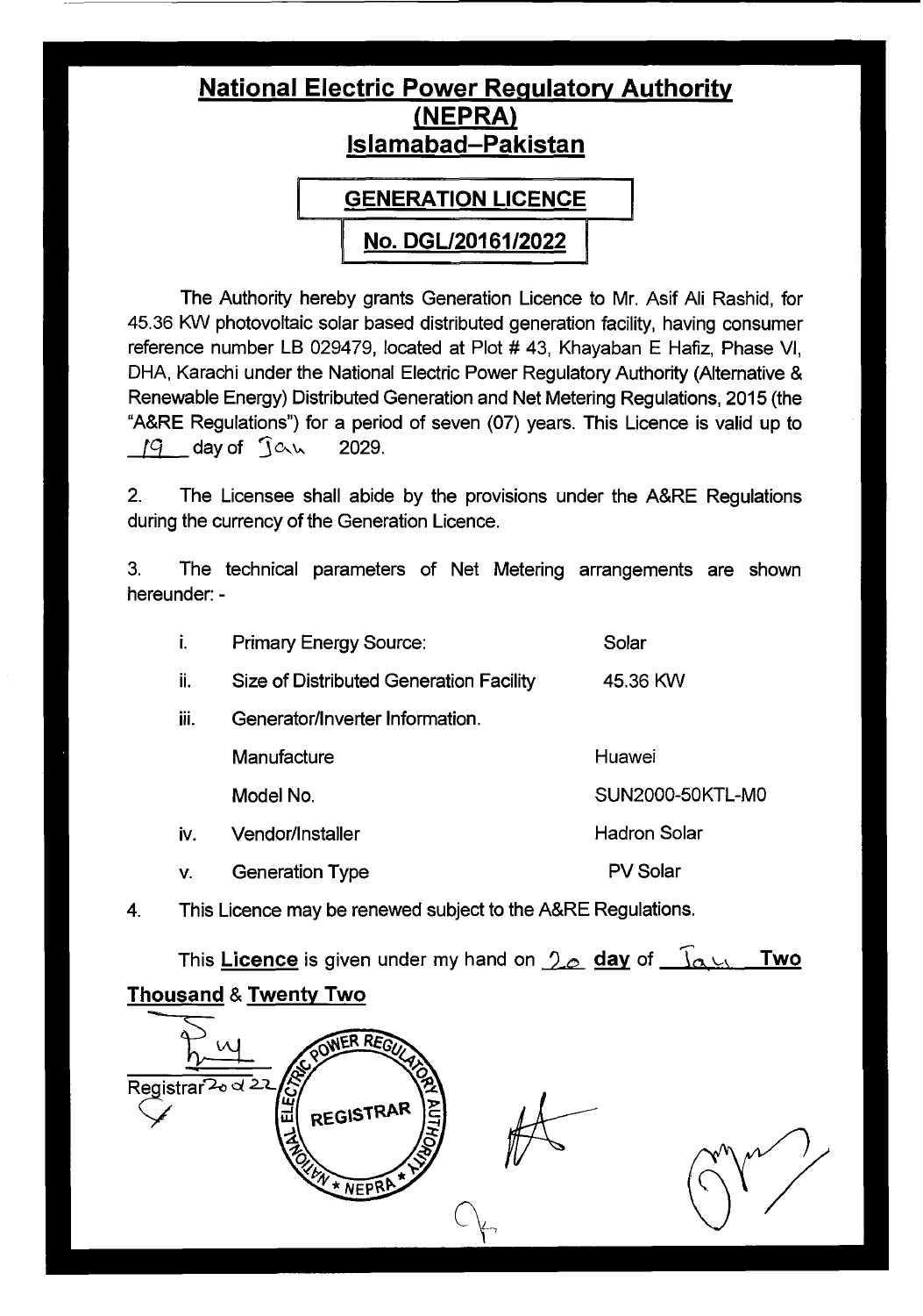# National Electric Power Regulatory Authority (NEPRA) Islamabad–Pakistan

## GENERATION LICENCE

## No. DGL/20161/2022

The Authority hereby grants Generation Licence to Mr. Asif Ali Rashid, for 45.36 KW photovoltaic solar based distributed generation facility, having consumer reference number LB 029479, located at Plot # 43, Khayaban E Hafiz, Phase VI, DHA, Karachi under the National Electric Power Regulatory Authority (Alternative & Renewable Energy) Distributed Generation and Net Metering Regulations, 2015 (the "A&RE Regulations") for a period of seven (07) years. This Licence is valid up to 19 day of Jan 2029.

2. The Licensee shall abide by the provisions under the A&RE Regulations during the currency of the Generation Licence.

3. The technical parameters of Net Metering arrangements are shown hereunder: -

| | | |
|---|---|---|
| i. | Primary Energy Source: | Solar |
| ii. | Size of Distributed Generation Facility | 45.36 KW |
| iii. | Generator/Inverter Information. | |
| | Manufacture | Huawei |
| | Model No. | SUN2000-50KTL-M0 |
| iv. | Vendor/Installer | Hadron Solar |
| v. | Generation Type | PV Solar |

4. This Licence may be renewed subject to the A&RE Regulations.

This **Licence** is given under my hand on 20 **day** of Jan **Two Thousand** & **Twenty Two**

Registrar 20-1-22

REGISTRAR
NATIONAL ELECTRIC POWER REGULATORY AUTHORITY * NEPRA *